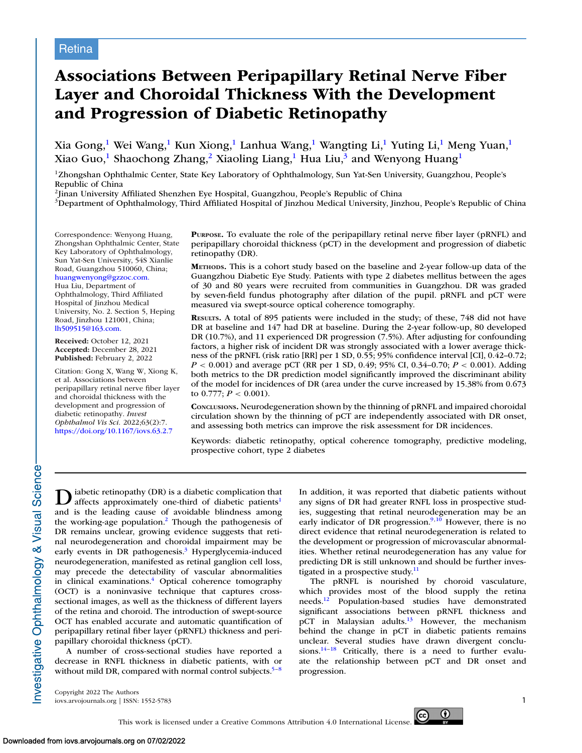Retina

# Associations Between Peripapillary Retinal Nerve Fiber Layer and Choroidal Thickness With the Development and Progression of Diabetic Retinopathy

Xia Gong,[1] Wei Wang,[1] Kun Xiong,[1] Lanhua Wang,[1] Wangting Li,[1] Yuting Li,[1] Meng Yuan,[1] Xiao Guo,[1] Shaochong Zhang,[2] Xiaoling Liang,[1] Hua Liu,[3] and Wenyong Huang[1]

[1]Zhongshan Ophthalmic Center, State Key Laboratory of Ophthalmology, Sun Yat-Sen University, Guangzhou, People's Republic of China
[2]Jinan University Affiliated Shenzhen Eye Hospital, Guangzhou, People's Republic of China
[3]Department of Ophthalmology, Third Affiliated Hospital of Jinzhou Medical University, Jinzhou, People's Republic of China

Correspondence: Wenyong Huang, Zhongshan Ophthalmic Center, State Key Laboratory of Ophthalmology, Sun Yat-Sen University, 54S Xianlie Road, Guangzhou 510060, China; huangwenyong@gzzoc.com.
Hua Liu, Department of Ophthalmology, Third Affiliated Hospital of Jinzhou Medical University, No. 2. Section 5, Heping Road, Jinzhou 121001, China; lh509515@163.com.

**Received:** October 12, 2021
**Accepted:** December 28, 2021
**Published:** February 2, 2022

Citation: Gong X, Wang W, Xiong K, et al. Associations between peripapillary retinal nerve fiber layer and choroidal thickness with the development and progression of diabetic retinopathy. *Invest Ophthalmol Vis Sci.* 2022;63(2):7. https://doi.org/10.1167/iovs.63.2.7

**Purpose.** To evaluate the role of the peripapillary retinal nerve fiber layer (pRNFL) and peripapillary choroidal thickness (pCT) in the development and progression of diabetic retinopathy (DR).

**Methods.** This is a cohort study based on the baseline and 2-year follow-up data of the Guangzhou Diabetic Eye Study. Patients with type 2 diabetes mellitus between the ages of 30 and 80 years were recruited from communities in Guangzhou. DR was graded by seven-field fundus photography after dilation of the pupil. pRNFL and pCT were measured via swept-source optical coherence tomography.

**Results.** A total of 895 patients were included in the study; of these, 748 did not have DR at baseline and 147 had DR at baseline. During the 2-year follow-up, 80 developed DR (10.7%), and 11 experienced DR progression (7.5%). After adjusting for confounding factors, a higher risk of incident DR was strongly associated with a lower average thickness of the pRNFL (risk ratio [RR] per 1 SD, 0.55; 95% confidence interval [CI], 0.42–0.72; $P < 0.001$) and average pCT (RR per 1 SD, 0.49; 95% CI, 0.34–0.70; $P < 0.001$). Adding both metrics to the DR prediction model significantly improved the discriminant ability of the model for incidences of DR (area under the curve increased by 15.38% from 0.673 to 0.777; $P < 0.001$).

**Conclusions.** Neurodegeneration shown by the thinning of pRNFL and impaired choroidal circulation shown by the thinning of pCT are independently associated with DR onset, and assessing both metrics can improve the risk assessment for DR incidences.

Keywords: diabetic retinopathy, optical coherence tomography, predictive modeling, prospective cohort, type 2 diabetes

Diabetic retinopathy (DR) is a diabetic complication that affects approximately one-third of diabetic patients[1] and is the leading cause of avoidable blindness among the working-age population.[2] Though the pathogenesis of DR remains unclear, growing evidence suggests that retinal neurodegeneration and choroidal impairment may be early events in DR pathogenesis.[3] Hyperglycemia-induced neurodegeneration, manifested as retinal ganglion cell loss, may precede the detectability of vascular abnormalities in clinical examinations.[4] Optical coherence tomography (OCT) is a noninvasive technique that captures cross-sectional images, as well as the thickness of different layers of the retina and choroid. The introduction of swept-source OCT has enabled accurate and automatic quantification of peripapillary retinal fiber layer (pRNFL) thickness and peripapillary choroidal thickness (pCT).

A number of cross-sectional studies have reported a decrease in RNFL thickness in diabetic patients, with or without mild DR, compared with normal control subjects.[5–8] In addition, it was reported that diabetic patients without any signs of DR had greater RNFL loss in prospective studies, suggesting that retinal neurodegeneration may be an early indicator of DR progression.[9,10] However, there is no direct evidence that retinal neurodegeneration is related to the development or progression of microvascular abnormalities. Whether retinal neurodegeneration has any value for predicting DR is still unknown and should be further investigated in a prospective study.[11]

The pRNFL is nourished by choroid vasculature, which provides most of the blood supply the retina needs.[12] Population-based studies have demonstrated significant associations between pRNFL thickness and pCT in Malaysian adults.[13] However, the mechanism behind the change in pCT in diabetic patients remains unclear. Several studies have drawn divergent conclusions.[14–18] Critically, there is a need to further evaluate the relationship between pCT and DR onset and progression.

Copyright 2022 The Authors
iovs.arvojournals.org | ISSN: 1552-5783

This work is licensed under a Creative Commons Attribution 4.0 International License.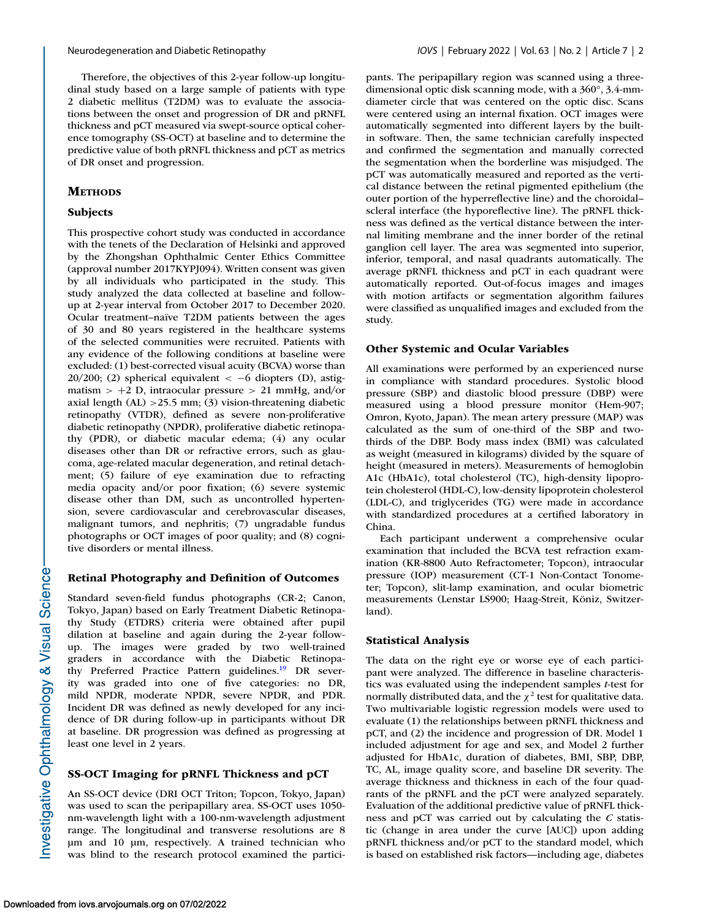Therefore, the objectives of this 2-year follow-up longitudinal study based on a large sample of patients with type 2 diabetic mellitus (T2DM) was to evaluate the associations between the onset and progression of DR and pRNFL thickness and pCT measured via swept-source optical coherence tomography (SS-OCT) at baseline and to determine the predictive value of both pRNFL thickness and pCT as metrics of DR onset and progression.

## Methods

### Subjects

This prospective cohort study was conducted in accordance with the tenets of the Declaration of Helsinki and approved by the Zhongshan Ophthalmic Center Ethics Committee (approval number 2017KYPJ094). Written consent was given by all individuals who participated in the study. This study analyzed the data collected at baseline and follow-up at 2-year interval from October 2017 to December 2020. Ocular treatment–naïve T2DM patients between the ages of 30 and 80 years registered in the healthcare systems of the selected communities were recruited. Patients with any evidence of the following conditions at baseline were excluded: (1) best-corrected visual acuity (BCVA) worse than 20/200; (2) spherical equivalent < −6 diopters (D), astigmatism > +2 D, intraocular pressure > 21 mmHg, and/or axial length (AL) >25.5 mm; (3) vision-threatening diabetic retinopathy (VTDR), defined as severe non-proliferative diabetic retinopathy (NPDR), proliferative diabetic retinopathy (PDR), or diabetic macular edema; (4) any ocular diseases other than DR or refractive errors, such as glaucoma, age-related macular degeneration, and retinal detachment; (5) failure of eye examination due to refracting media opacity and/or poor fixation; (6) severe systemic disease other than DM, such as uncontrolled hypertension, severe cardiovascular and cerebrovascular diseases, malignant tumors, and nephritis; (7) ungradable fundus photographs or OCT images of poor quality; and (8) cognitive disorders or mental illness.

### Retinal Photography and Definition of Outcomes

Standard seven-field fundus photographs (CR-2; Canon, Tokyo, Japan) based on Early Treatment Diabetic Retinopathy Study (ETDRS) criteria were obtained after pupil dilation at baseline and again during the 2-year follow-up. The images were graded by two well-trained graders in accordance with the Diabetic Retinopathy Preferred Practice Pattern guidelines.[19] DR severity was graded into one of five categories: no DR, mild NPDR, moderate NPDR, severe NPDR, and PDR. Incident DR was defined as newly developed for any incidence of DR during follow-up in participants without DR at baseline. DR progression was defined as progressing at least one level in 2 years.

### SS-OCT Imaging for pRNFL Thickness and pCT

An SS-OCT device (DRI OCT Triton; Topcon, Tokyo, Japan) was used to scan the peripapillary area. SS-OCT uses 1050-nm-wavelength light with a 100-nm-wavelength adjustment range. The longitudinal and transverse resolutions are 8 µm and 10 µm, respectively. A trained technician who was blind to the research protocol examined the participants. The peripapillary region was scanned using a three-dimensional optic disk scanning mode, with a 360°, 3.4-mm-diameter circle that was centered on the optic disc. Scans were centered using an internal fixation. OCT images were automatically segmented into different layers by the built-in software. Then, the same technician carefully inspected and confirmed the segmentation and manually corrected the segmentation when the borderline was misjudged. The pCT was automatically measured and reported as the vertical distance between the retinal pigmented epithelium (the outer portion of the hyperreflective line) and the choroidal–scleral interface (the hyporeflective line). The pRNFL thickness was defined as the vertical distance between the internal limiting membrane and the inner border of the retinal ganglion cell layer. The area was segmented into superior, inferior, temporal, and nasal quadrants automatically. The average pRNFL thickness and pCT in each quadrant were automatically reported. Out-of-focus images and images with motion artifacts or segmentation algorithm failures were classified as unqualified images and excluded from the study.

### Other Systemic and Ocular Variables

All examinations were performed by an experienced nurse in compliance with standard procedures. Systolic blood pressure (SBP) and diastolic blood pressure (DBP) were measured using a blood pressure monitor (Hem-907; Omron, Kyoto, Japan). The mean artery pressure (MAP) was calculated as the sum of one-third of the SBP and two-thirds of the DBP. Body mass index (BMI) was calculated as weight (measured in kilograms) divided by the square of height (measured in meters). Measurements of hemoglobin A1c (HbA1c), total cholesterol (TC), high-density lipoprotein cholesterol (HDL-C), low-density lipoprotein cholesterol (LDL-C), and triglycerides (TG) were made in accordance with standardized procedures at a certified laboratory in China.

Each participant underwent a comprehensive ocular examination that included the BCVA test refraction examination (KR-8800 Auto Refractometer; Topcon), intraocular pressure (IOP) measurement (CT-1 Non-Contact Tonometer; Topcon), slit-lamp examination, and ocular biometric measurements (Lenstar LS900; Haag-Streit, Köniz, Switzerland).

### Statistical Analysis

The data on the right eye or worse eye of each participant were analyzed. The difference in baseline characteristics was evaluated using the independent samples *t*-test for normally distributed data, and the $\chi^2$ test for qualitative data. Two multivariable logistic regression models were used to evaluate (1) the relationships between pRNFL thickness and pCT, and (2) the incidence and progression of DR. Model 1 included adjustment for age and sex, and Model 2 further adjusted for HbA1c, duration of diabetes, BMI, SBP, DBP, TC, AL, image quality score, and baseline DR severity. The average thickness and thickness in each of the four quadrants of the pRNFL and the pCT were analyzed separately. Evaluation of the additional predictive value of pRNFL thickness and pCT was carried out by calculating the *C* statistic (change in area under the curve [AUC]) upon adding pRNFL thickness and/or pCT to the standard model, which is based on established risk factors—including age, diabetes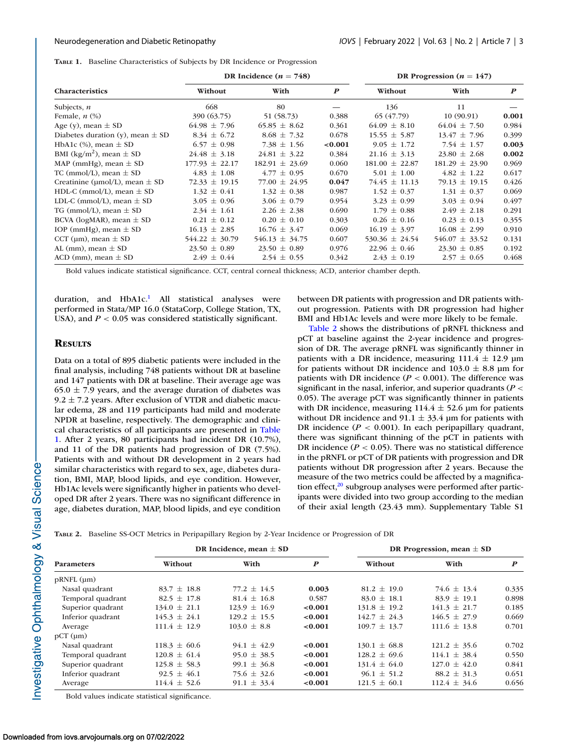**Table 1.** Baseline Characteristics of Subjects by DR Incidence or Progression

| Characteristics | DR Incidence ($n$ = 748) | | | DR Progression ($n$ = 147) | | |
|---|---|---|---|---|---|---|
| | Without | With | $P$ | Without | With | $P$ |
| Subjects, $n$ | 668 | 80 | — | 136 | 11 | — |
| Female, $n$ (%) | 390 (63.75) | 51 (58.73) | 0.388 | 65 (47.79) | 10 (90.91) | **0.001** |
| Age (y), mean ± SD | 64.98 ± 7.96 | 65.85 ± 8.62 | 0.361 | 64.09 ± 8.10 | 64.04 ± 7.50 | 0.984 |
| Diabetes duration (y), mean ± SD | 8.34 ± 6.72 | 8.68 ± 7.32 | 0.678 | 15.55 ± 5.87 | 13.47 ± 7.96 | 0.399 |
| HbA1c (%), mean ± SD | 6.57 ± 0.98 | 7.38 ± 1.56 | **<0.001** | 9.05 ± 1.72 | 7.54 ± 1.57 | **0.003** |
| BMI (kg/m$^2$), mean ± SD | 24.48 ± 3.18 | 24.81 ± 3.22 | 0.384 | 21.16 ± 3.13 | 23.80 ± 2.68 | **0.002** |
| MAP (mmHg), mean ± SD | 177.93 ± 22.17 | 182.91 ± 23.69 | 0.060 | 181.00 ± 22.87 | 181.29 ± 23.90 | 0.969 |
| TC (mmol/L), mean ± SD | 4.83 ± 1.08 | 4.77 ± 0.95 | 0.670 | 5.01 ± 1.00 | 4.82 ± 1.22 | 0.617 |
| Creatinine (µmol/L), mean ± SD | 72.33 ± 19.15 | 77.00 ± 24.95 | **0.047** | 74.45 ± 11.13 | 79.13 ± 19.15 | 0.426 |
| HDL-C (mmol/L), mean ± SD | 1.32 ± 0.41 | 1.32 ± 0.38 | 0.987 | 1.52 ± 0.37 | 1.31 ± 0.37 | 0.069 |
| LDL-C (mmol/L), mean ± SD | 3.05 ± 0.96 | 3.06 ± 0.79 | 0.954 | 3.23 ± 0.99 | 3.03 ± 0.94 | 0.497 |
| TG (mmol/L), mean ± SD | 2.34 ± 1.61 | 2.26 ± 2.38 | 0.690 | 1.79 ± 0.88 | 2.49 ± 2.18 | 0.291 |
| BCVA (logMAR), mean ± SD | 0.21 ± 0.12 | 0.20 ± 0.10 | 0.303 | 0.26 ± 0.16 | 0.23 ± 0.13 | 0.355 |
| IOP (mmHg), mean ± SD | 16.13 ± 2.85 | 16.76 ± 3.47 | 0.069 | 16.19 ± 3.97 | 16.08 ± 2.99 | 0.910 |
| CCT (µm), mean ± SD | 544.22 ± 30.79 | 546.13 ± 34.75 | 0.607 | 530.36 ± 24.54 | 546.07 ± 33.52 | 0.131 |
| AL (mm), mean ± SD | 23.50 ± 0.89 | 23.50 ± 0.89 | 0.976 | 22.96 ± 0.46 | 23.30 ± 0.85 | 0.192 |
| ACD (mm), mean ± SD | 2.49 ± 0.44 | 2.54 ± 0.55 | 0.342 | 2.43 ± 0.19 | 2.57 ± 0.65 | 0.468 |

Bold values indicate statistical significance. CCT, central corneal thickness; ACD, anterior chamber depth.

duration, and HbA1c.[1] All statistical analyses were performed in Stata/MP 16.0 (StataCorp, College Station, TX, USA), and $P < 0.05$ was considered statistically significant.

## Results

Data on a total of 895 diabetic patients were included in the final analysis, including 748 patients without DR at baseline and 147 patients with DR at baseline. Their average age was 65.0 ± 7.9 years, and the average duration of diabetes was 9.2 ± 7.2 years. After exclusion of VTDR and diabetic macular edema, 28 and 119 participants had mild and moderate NPDR at baseline, respectively. The demographic and clinical characteristics of all participants are presented in Table 1. After 2 years, 80 participants had incident DR (10.7%), and 11 of the DR patients had progression of DR (7.5%). Patients with and without DR development in 2 years had similar characteristics with regard to sex, age, diabetes duration, BMI, MAP, blood lipids, and eye condition. However, Hb1Ac levels were significantly higher in patients who developed DR after 2 years. There was no significant difference in age, diabetes duration, MAP, blood lipids, and eye condition between DR patients with progression and DR patients without progression. Patients with DR progression had higher BMI and Hb1Ac levels and were more likely to be female.

Table 2 shows the distributions of pRNFL thickness and pCT at baseline against the 2-year incidence and progression of DR. The average pRNFL was significantly thinner in patients with a DR incidence, measuring 111.4 ± 12.9 µm for patients without DR incidence and 103.0 ± 8.8 µm for patients with DR incidence ($P < 0.001$). The difference was significant in the nasal, inferior, and superior quadrants ($P < 0.05$). The average pCT was significantly thinner in patients with DR incidence, measuring 114.4 ± 52.6 µm for patients without DR incidence and 91.1 ± 33.4 µm for patients with DR incidence ($P < 0.001$). In each peripapillary quadrant, there was significant thinning of the pCT in patients with DR incidence ($P < 0.05$). There was no statistical difference in the pRNFL or pCT of DR patients with progression and DR patients without DR progression after 2 years. Because the measure of the two metrics could be affected by a magnification effect,[20] subgroup analyses were performed after participants were divided into two group according to the median of their axial length (23.43 mm). Supplementary Table S1

**Table 2.** Baseline SS-OCT Metrics in Peripapillary Region by 2-Year Incidence or Progression of DR

| Parameters | DR Incidence, mean ± SD | | | DR Progression, mean ± SD | | |
|---|---|---|---|---|---|---|
| | Without | With | $P$ | Without | With | $P$ |
| pRNFL (µm) | | | | | | |
| Nasal quadrant | 83.7 ± 18.8 | 77.2 ± 14.5 | **0.003** | 81.2 ± 19.0 | 74.6 ± 13.4 | 0.335 |
| Temporal quadrant | 82.5 ± 17.8 | 81.4 ± 16.8 | 0.587 | 83.0 ± 18.1 | 83.9 ± 19.1 | 0.898 |
| Superior quadrant | 134.0 ± 21.1 | 123.9 ± 16.9 | **<0.001** | 131.8 ± 19.2 | 141.3 ± 21.7 | 0.185 |
| Inferior quadrant | 145.3 ± 24.1 | 129.2 ± 15.5 | **<0.001** | 142.7 ± 24.3 | 146.5 ± 27.9 | 0.669 |
| Average | 111.4 ± 12.9 | 103.0 ± 8.8 | **<0.001** | 109.7 ± 13.7 | 111.6 ± 13.8 | 0.701 |
| pCT (µm) | | | | | | |
| Nasal quadrant | 118.3 ± 60.6 | 94.1 ± 42.9 | **<0.001** | 130.1 ± 68.8 | 121.2 ± 35.6 | 0.702 |
| Temporal quadrant | 120.8 ± 61.4 | 95.0 ± 38.5 | **<0.001** | 128.2 ± 69.6 | 114.1 ± 38.4 | 0.550 |
| Superior quadrant | 125.8 ± 58.3 | 99.1 ± 36.8 | **<0.001** | 131.4 ± 64.0 | 127.0 ± 42.0 | 0.841 |
| Inferior quadrant | 92.5 ± 46.1 | 75.6 ± 32.6 | **<0.001** | 96.1 ± 51.2 | 88.2 ± 31.3 | 0.651 |
| Average | 114.4 ± 52.6 | 91.1 ± 33.4 | **<0.001** | 121.5 ± 60.1 | 112.4 ± 34.6 | 0.656 |

Bold values indicate statistical significance.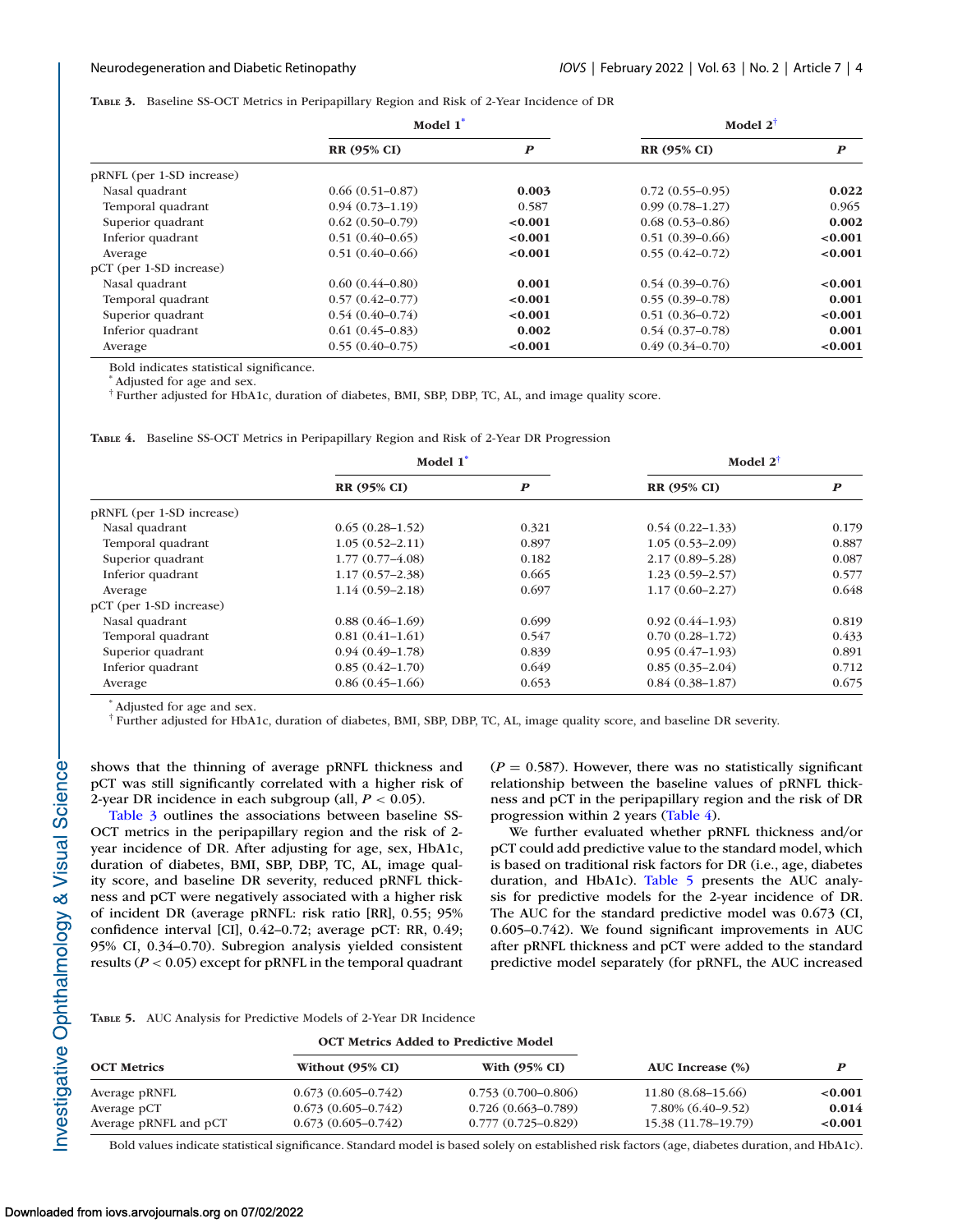**Table 3.** Baseline SS-OCT Metrics in Peripapillary Region and Risk of 2-Year Incidence of DR

| | Model 1* | | Model 2† | |
|---|---|---|---|---|
| | RR (95% CI) | *P* | RR (95% CI) | *P* |
| pRNFL (per 1-SD increase) | | | | |
| Nasal quadrant | 0.66 (0.51–0.87) | **0.003** | 0.72 (0.55–0.95) | **0.022** |
| Temporal quadrant | 0.94 (0.73–1.19) | 0.587 | 0.99 (0.78–1.27) | 0.965 |
| Superior quadrant | 0.62 (0.50–0.79) | **<0.001** | 0.68 (0.53–0.86) | **0.002** |
| Inferior quadrant | 0.51 (0.40–0.65) | **<0.001** | 0.51 (0.39–0.66) | **<0.001** |
| Average | 0.51 (0.40–0.66) | **<0.001** | 0.55 (0.42–0.72) | **<0.001** |
| pCT (per 1-SD increase) | | | | |
| Nasal quadrant | 0.60 (0.44–0.80) | **0.001** | 0.54 (0.39–0.76) | **<0.001** |
| Temporal quadrant | 0.57 (0.42–0.77) | **<0.001** | 0.55 (0.39–0.78) | **0.001** |
| Superior quadrant | 0.54 (0.40–0.74) | **<0.001** | 0.51 (0.36–0.72) | **<0.001** |
| Inferior quadrant | 0.61 (0.45–0.83) | **0.002** | 0.54 (0.37–0.78) | **0.001** |
| Average | 0.55 (0.40–0.75) | **<0.001** | 0.49 (0.34–0.70) | **<0.001** |

Bold indicates statistical significance.
* Adjusted for age and sex.
† Further adjusted for HbA1c, duration of diabetes, BMI, SBP, DBP, TC, AL, and image quality score.

**Table 4.** Baseline SS-OCT Metrics in Peripapillary Region and Risk of 2-Year DR Progression

| | Model 1* | | Model 2† | |
|---|---|---|---|---|
| | RR (95% CI) | *P* | RR (95% CI) | *P* |
| pRNFL (per 1-SD increase) | | | | |
| Nasal quadrant | 0.65 (0.28–1.52) | 0.321 | 0.54 (0.22–1.33) | 0.179 |
| Temporal quadrant | 1.05 (0.52–2.11) | 0.897 | 1.05 (0.53–2.09) | 0.887 |
| Superior quadrant | 1.77 (0.77–4.08) | 0.182 | 2.17 (0.89–5.28) | 0.087 |
| Inferior quadrant | 1.17 (0.57–2.38) | 0.665 | 1.23 (0.59–2.57) | 0.577 |
| Average | 1.14 (0.59–2.18) | 0.697 | 1.17 (0.60–2.27) | 0.648 |
| pCT (per 1-SD increase) | | | | |
| Nasal quadrant | 0.88 (0.46–1.69) | 0.699 | 0.92 (0.44–1.93) | 0.819 |
| Temporal quadrant | 0.81 (0.41–1.61) | 0.547 | 0.70 (0.28–1.72) | 0.433 |
| Superior quadrant | 0.94 (0.49–1.78) | 0.839 | 0.95 (0.47–1.93) | 0.891 |
| Inferior quadrant | 0.85 (0.42–1.70) | 0.649 | 0.85 (0.35–2.04) | 0.712 |
| Average | 0.86 (0.45–1.66) | 0.653 | 0.84 (0.38–1.87) | 0.675 |

* Adjusted for age and sex.
† Further adjusted for HbA1c, duration of diabetes, BMI, SBP, DBP, TC, AL, image quality score, and baseline DR severity.

shows that the thinning of average pRNFL thickness and pCT was still significantly correlated with a higher risk of 2-year DR incidence in each subgroup (all, $P < 0.05$).

Table 3 outlines the associations between baseline SS-OCT metrics in the peripapillary region and the risk of 2-year incidence of DR. After adjusting for age, sex, HbA1c, duration of diabetes, BMI, SBP, DBP, TC, AL, image quality score, and baseline DR severity, reduced pRNFL thickness and pCT were negatively associated with a higher risk of incident DR (average pRNFL: risk ratio [RR], 0.55; 95% confidence interval [CI], 0.42–0.72; average pCT: RR, 0.49; 95% CI, 0.34–0.70). Subregion analysis yielded consistent results ($P < 0.05$) except for pRNFL in the temporal quadrant ($P = 0.587$). However, there was no statistically significant relationship between the baseline values of pRNFL thickness and pCT in the peripapillary region and the risk of DR progression within 2 years (Table 4).

We further evaluated whether pRNFL thickness and/or pCT could add predictive value to the standard model, which is based on traditional risk factors for DR (i.e., age, diabetes duration, and HbA1c). Table 5 presents the AUC analysis for predictive models for the 2-year incidence of DR. The AUC for the standard predictive model was 0.673 (CI, 0.605–0.742). We found significant improvements in AUC after pRNFL thickness and pCT were added to the standard predictive model separately (for pRNFL, the AUC increased

**Table 5.** AUC Analysis for Predictive Models of 2-Year DR Incidence

| | OCT Metrics Added to Predictive Model | | | |
|---|---|---|---|---|
| OCT Metrics | Without (95% CI) | With (95% CI) | AUC Increase (%) | *P* |
| Average pRNFL | 0.673 (0.605–0.742) | 0.753 (0.700–0.806) | 11.80 (8.68–15.66) | **<0.001** |
| Average pCT | 0.673 (0.605–0.742) | 0.726 (0.663–0.789) | 7.80% (6.40–9.52) | **0.014** |
| Average pRNFL and pCT | 0.673 (0.605–0.742) | 0.777 (0.725–0.829) | 15.38 (11.78–19.79) | **<0.001** |

Bold values indicate statistical significance. Standard model is based solely on established risk factors (age, diabetes duration, and HbA1c).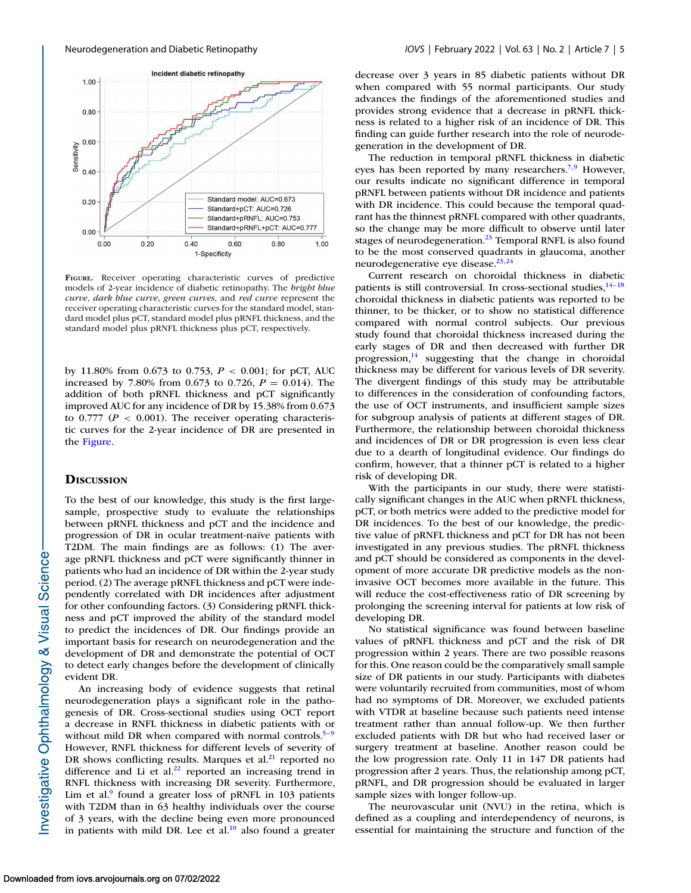**Figure.** Receiver operating characteristic curves of predictive models of 2-year incidence of diabetic retinopathy. The *bright blue curve*, *dark blue curve*, *green curves*, and *red curve* represent the receiver operating characteristic curves for the standard model, standard model plus pCT, standard model plus pRNFL thickness, and the standard model plus pRNFL thickness plus pCT, respectively.

by 11.80% from 0.673 to 0.753, $P < 0.001$; for pCT, AUC increased by 7.80% from 0.673 to 0.726, $P = 0.014$). The addition of both pRNFL thickness and pCT significantly improved AUC for any incidence of DR by 15.38% from 0.673 to 0.777 ($P < 0.001$). The receiver operating characteristic curves for the 2-year incidence of DR are presented in the Figure.

## Discussion

To the best of our knowledge, this study is the first large-sample, prospective study to evaluate the relationships between pRNFL thickness and pCT and the incidence and progression of DR in ocular treatment-naïve patients with T2DM. The main findings are as follows: (1) The average pRNFL thickness and pCT were significantly thinner in patients who had an incidence of DR within the 2-year study period. (2) The average pRNFL thickness and pCT were independently correlated with DR incidences after adjustment for other confounding factors. (3) Considering pRNFL thickness and pCT improved the ability of the standard model to predict the incidences of DR. Our findings provide an important basis for research on neurodegeneration and the development of DR and demonstrate the potential of OCT to detect early changes before the development of clinically evident DR.

An increasing body of evidence suggests that retinal neurodegeneration plays a significant role in the pathogenesis of DR. Cross-sectional studies using OCT report a decrease in RNFL thickness in diabetic patients with or without mild DR when compared with normal controls.[5–9] However, RNFL thickness for different levels of severity of DR shows conflicting results. Marques et al.[21] reported no difference and Li et al.[22] reported an increasing trend in RNFL thickness with increasing DR severity. Furthermore, Lim et al.[9] found a greater loss of pRNFL in 103 patients with T2DM than in 63 healthy individuals over the course of 3 years, with the decline being even more pronounced in patients with mild DR. Lee et al.[10] also found a greater decrease over 3 years in 85 diabetic patients without DR when compared with 55 normal participants. Our study advances the findings of the aforementioned studies and provides strong evidence that a decrease in pRNFL thickness is related to a higher risk of an incidence of DR. This finding can guide further research into the role of neurodegeneration in the development of DR.

The reduction in temporal pRNFL thickness in diabetic eyes has been reported by many researchers.[7,9] However, our results indicate no significant difference in temporal pRNFL between patients without DR incidence and patients with DR incidence. This could because the temporal quadrant has the thinnest pRNFL compared with other quadrants, so the change may be more difficult to observe until later stages of neurodegeneration.[23] Temporal RNFL is also found to be the most conserved quadrants in glaucoma, another neurodegenerative eye disease.[23,24]

Current research on choroidal thickness in diabetic patients is still controversial. In cross-sectional studies,[14–18] choroidal thickness in diabetic patients was reported to be thinner, to be thicker, or to show no statistical difference compared with normal control subjects. Our previous study found that choroidal thickness increased during the early stages of DR and then decreased with further DR progression,[14] suggesting that the change in choroidal thickness may be different for various levels of DR severity. The divergent findings of this study may be attributable to differences in the consideration of confounding factors, the use of OCT instruments, and insufficient sample sizes for subgroup analysis of patients at different stages of DR. Furthermore, the relationship between choroidal thickness and incidences of DR or DR progression is even less clear due to a dearth of longitudinal evidence. Our findings do confirm, however, that a thinner pCT is related to a higher risk of developing DR.

With the participants in our study, there were statistically significant changes in the AUC when pRNFL thickness, pCT, or both metrics were added to the predictive model for DR incidences. To the best of our knowledge, the predictive value of pRNFL thickness and pCT for DR has not been investigated in any previous studies. The pRNFL thickness and pCT should be considered as components in the development of more accurate DR predictive models as the noninvasive OCT becomes more available in the future. This will reduce the cost-effectiveness ratio of DR screening by prolonging the screening interval for patients at low risk of developing DR.

No statistical significance was found between baseline values of pRNFL thickness and pCT and the risk of DR progression within 2 years. There are two possible reasons for this. One reason could be the comparatively small sample size of DR patients in our study. Participants with diabetes were voluntarily recruited from communities, most of whom had no symptoms of DR. Moreover, we excluded patients with VTDR at baseline because such patients need intense treatment rather than annual follow-up. We then further excluded patients with DR but who had received laser or surgery treatment at baseline. Another reason could be the low progression rate. Only 11 in 147 DR patients had progression after 2 years. Thus, the relationship among pCT, pRNFL, and DR progression should be evaluated in larger sample sizes with longer follow-up.

The neurovascular unit (NVU) in the retina, which is defined as a coupling and interdependency of neurons, is essential for maintaining the structure and function of the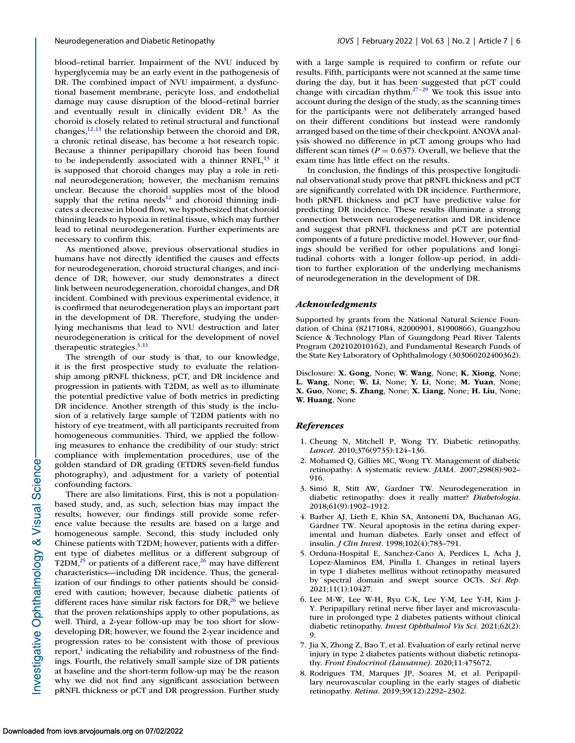blood–retinal barrier. Impairment of the NVU induced by hyperglycemia may be an early event in the pathogenesis of DR. The combined impact of NVU impairment, a dysfunctional basement membrane, pericyte loss, and endothelial damage may cause disruption of the blood–retinal barrier and eventually result in clinically evident DR.[3] As the choroid is closely related to retinal structural and functional changes,[12,13] the relationship between the choroid and DR, a chronic retinal disease, has become a hot research topic. Because a thinner peripapillary choroid has been found to be independently associated with a thinner RNFL,[13] it is supposed that choroid changes may play a role in retinal neurodegeneration; however, the mechanism remains unclear. Because the choroid supplies most of the blood supply that the retina needs[12] and choroid thinning indicates a decrease in blood flow, we hypothesized that choroid thinning leads to hypoxia in retinal tissue, which may further lead to retinal neurodegeneration. Further experiments are necessary to confirm this.

As mentioned above, previous observational studies in humans have not directly identified the causes and effects for neurodegeneration, choroid structural changes, and incidence of DR; however, our study demonstrates a direct link between neurodegeneration, choroidal changes, and DR incident. Combined with previous experimental evidence, it is confirmed that neurodegeneration plays an important part in the development of DR. Therefore, studying the underlying mechanisms that lead to NVU destruction and later neurodegeneration is critical for the development of novel therapeutic strategies.[3,11]

The strength of our study is that, to our knowledge, it is the first prospective study to evaluate the relationship among pRNFL thickness, pCT, and DR incidence and progression in patients with T2DM, as well as to illuminate the potential predictive value of both metrics in predicting DR incidence. Another strength of this study is the inclusion of a relatively large sample of T2DM patients with no history of eye treatment, with all participants recruited from homogeneous communities. Third, we applied the following measures to enhance the credibility of our study: strict compliance with implementation procedures, use of the golden standard of DR grading (ETDRS seven-field fundus photography), and adjustment for a variety of potential confounding factors.

There are also limitations. First, this is not a population-based study, and, as such, selection bias may impact the results; however, our findings still provide some reference value because the results are based on a large and homogeneous sample. Second, this study included only Chinese patients with T2DM; however, patients with a different type of diabetes mellitus or a different subgroup of T2DM,[25] or patients of a different race,[26] may have different characteristics—including DR incidence. Thus, the generalization of our findings to other patients should be considered with caution; however, because diabetic patients of different races have similar risk factors for DR,[26] we believe that the proven relationships apply to other populations, as well. Third, a 2-year follow-up may be too short for slow-developing DR; however, we found the 2-year incidence and progression rates to be consistent with those of previous report,[1] indicating the reliability and robustness of the findings. Fourth, the relatively small sample size of DR patients at baseline and the short-term follow-up may be the reason why we did not find any significant association between pRNFL thickness or pCT and DR progression. Further study with a large sample is required to confirm or refute our results. Fifth, participants were not scanned at the same time during the day, but it has been suggested that pCT could change with circadian rhythm.[27–29] We took this issue into account during the design of the study, as the scanning times for the participants were not deliberately arranged based on their different conditions but instead were randomly arranged based on the time of their checkpoint. ANOVA analysis showed no difference in pCT among groups who had different scan times ($P = 0.637$). Overall, we believe that the exam time has little effect on the results.

In conclusion, the findings of this prospective longitudinal observational study prove that pRNFL thickness and pCT are significantly correlated with DR incidence. Furthermore, both pRNFL thickness and pCT have predictive value for predicting DR incidence. These results illuminate a strong connection between neurodegeneration and DR incidence and suggest that pRNFL thickness and pCT are potential components of a future predictive model. However, our findings should be verified for other populations and longitudinal cohorts with a longer follow-up period, in addition to further exploration of the underlying mechanisms of neurodegeneration in the development of DR.

### *Acknowledgments*

Supported by grants from the National Natural Science Foundation of China (82171084, 82000901, 81900866), Guangzhou Science & Technology Plan of Guangdong Pearl River Talents Program (202102010162), and Fundamental Research Funds of the State Key Laboratory of Ophthalmology (303060202400362).

Disclosure: **X. Gong**, None; **W. Wang**, None; **K. Xiong**, None; **L. Wang**, None; **W. Li**, None; **Y. Li**, None; **M. Yuan**, None; **X. Guo**, None; **S. Zhang**, None; **X. Liang**, None; **H. Liu**, None; **W. Huang**, None

### *References*

1. Cheung N, Mitchell P, Wong TY. Diabetic retinopathy. *Lancet*. 2010;376(9735):124–136.
2. Mohamed Q, Gillies MC, Wong TY. Management of diabetic retinopathy: A systematic review. *JAMA*. 2007;298(8):902–916.
3. Simó R, Stitt AW, Gardner TW. Neurodegeneration in diabetic retinopathy: does it really matter? *Diabetologia*. 2018;61(9):1902–1912.
4. Barber AJ, Lieth E, Khin SA, Antonetti DA, Buchanan AG, Gardner TW. Neural apoptosis in the retina during experimental and human diabetes. Early onset and effect of insulin. *J Clin Invest*. 1998;102(4):783–791.
5. Orduna-Hospital E, Sanchez-Cano A, Perdices L, Acha J, Lopez-Alaminos EM, Pinilla I. Changes in retinal layers in type 1 diabetes mellitus without retinopathy measured by spectral domain and swept source OCTs. *Sci Rep*. 2021;11(1):10427.
6. Lee M-W, Lee W-H, Ryu C-K, Lee Y-M, Lee Y-H, Kim J-Y. Peripapillary retinal nerve fiber layer and microvasculature in prolonged type 2 diabetes patients without clinical diabetic retinopathy. *Invest Ophthalmol Vis Sci*. 2021;62(2): 9.
7. Jia X, Zhong Z, Bao T, et al. Evaluation of early retinal nerve injury in type 2 diabetes patients without diabetic retinopathy. *Front Endocrinol (Lausanne)*. 2020;11:475672.
8. Rodrigues TM, Marques JP, Soares M, et al. Peripapillary neurovascular coupling in the early stages of diabetic retinopathy. *Retina*. 2019;39(12):2292–2302.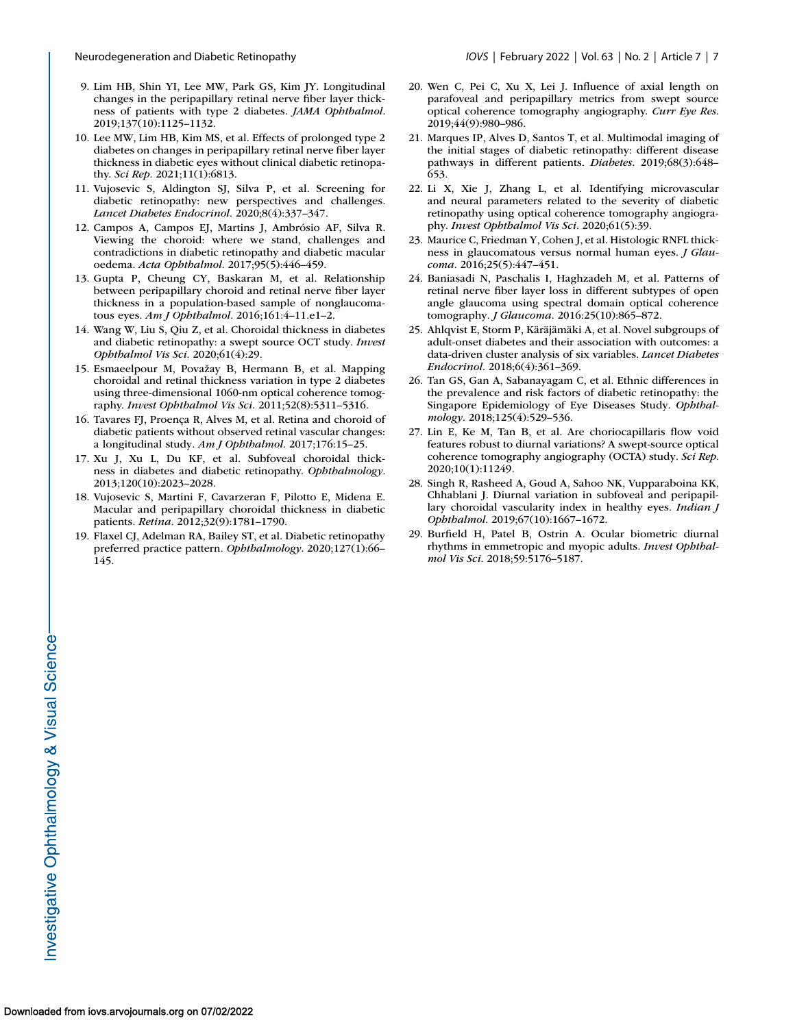9. Lim HB, Shin YI, Lee MW, Park GS, Kim JY. Longitudinal changes in the peripapillary retinal nerve fiber layer thickness of patients with type 2 diabetes. *JAMA Ophthalmol*. 2019;137(10):1125–1132.
10. Lee MW, Lim HB, Kim MS, et al. Effects of prolonged type 2 diabetes on changes in peripapillary retinal nerve fiber layer thickness in diabetic eyes without clinical diabetic retinopathy. *Sci Rep*. 2021;11(1):6813.
11. Vujosevic S, Aldington SJ, Silva P, et al. Screening for diabetic retinopathy: new perspectives and challenges. *Lancet Diabetes Endocrinol*. 2020;8(4):337–347.
12. Campos A, Campos EJ, Martins J, Ambrósio AF, Silva R. Viewing the choroid: where we stand, challenges and contradictions in diabetic retinopathy and diabetic macular oedema. *Acta Ophthalmol*. 2017;95(5):446–459.
13. Gupta P, Cheung CY, Baskaran M, et al. Relationship between peripapillary choroid and retinal nerve fiber layer thickness in a population-based sample of nonglaucomatous eyes. *Am J Ophthalmol*. 2016;161:4–11.e1–2.
14. Wang W, Liu S, Qiu Z, et al. Choroidal thickness in diabetes and diabetic retinopathy: a swept source OCT study. *Invest Ophthalmol Vis Sci*. 2020;61(4):29.
15. Esmaeelpour M, Považay B, Hermann B, et al. Mapping choroidal and retinal thickness variation in type 2 diabetes using three-dimensional 1060-nm optical coherence tomography. *Invest Ophthalmol Vis Sci*. 2011;52(8):5311–5316.
16. Tavares FJ, Proença R, Alves M, et al. Retina and choroid of diabetic patients without observed retinal vascular changes: a longitudinal study. *Am J Ophthalmol*. 2017;176:15–25.
17. Xu J, Xu L, Du KF, et al. Subfoveal choroidal thickness in diabetes and diabetic retinopathy. *Ophthalmology*. 2013;120(10):2023–2028.
18. Vujosevic S, Martini F, Cavarzeran F, Pilotto E, Midena E. Macular and peripapillary choroidal thickness in diabetic patients. *Retina*. 2012;32(9):1781–1790.
19. Flaxel CJ, Adelman RA, Bailey ST, et al. Diabetic retinopathy preferred practice pattern. *Ophthalmology*. 2020;127(1):66–145.
20. Wen C, Pei C, Xu X, Lei J. Influence of axial length on parafoveal and peripapillary metrics from swept source optical coherence tomography angiography. *Curr Eye Res*. 2019;44(9):980–986.
21. Marques IP, Alves D, Santos T, et al. Multimodal imaging of the initial stages of diabetic retinopathy: different disease pathways in different patients. *Diabetes*. 2019;68(3):648–653.
22. Li X, Xie J, Zhang L, et al. Identifying microvascular and neural parameters related to the severity of diabetic retinopathy using optical coherence tomography angiography. *Invest Ophthalmol Vis Sci*. 2020;61(5):39.
23. Maurice C, Friedman Y, Cohen J, et al. Histologic RNFL thickness in glaucomatous versus normal human eyes. *J Glaucoma*. 2016;25(5):447–451.
24. Baniasadi N, Paschalis I, Haghzadeh M, et al. Patterns of retinal nerve fiber layer loss in different subtypes of open angle glaucoma using spectral domain optical coherence tomography. *J Glaucoma*. 2016:25(10):865–872.
25. Ahlqvist E, Storm P, Käräjämäki A, et al. Novel subgroups of adult-onset diabetes and their association with outcomes: a data-driven cluster analysis of six variables. *Lancet Diabetes Endocrinol*. 2018;6(4):361–369.
26. Tan GS, Gan A, Sabanayagam C, et al. Ethnic differences in the prevalence and risk factors of diabetic retinopathy: the Singapore Epidemiology of Eye Diseases Study. *Ophthalmology*. 2018;125(4):529–536.
27. Lin E, Ke M, Tan B, et al. Are choriocapillaris flow void features robust to diurnal variations? A swept-source optical coherence tomography angiography (OCTA) study. *Sci Rep*. 2020;10(1):11249.
28. Singh R, Rasheed A, Goud A, Sahoo NK, Vupparaboina KK, Chhablani J. Diurnal variation in subfoveal and peripapillary choroidal vascularity index in healthy eyes. *Indian J Ophthalmol*. 2019;67(10):1667–1672.
29. Burfield H, Patel B, Ostrin A. Ocular biometric diurnal rhythms in emmetropic and myopic adults. *Invest Ophthalmol Vis Sci*. 2018;59:5176–5187.